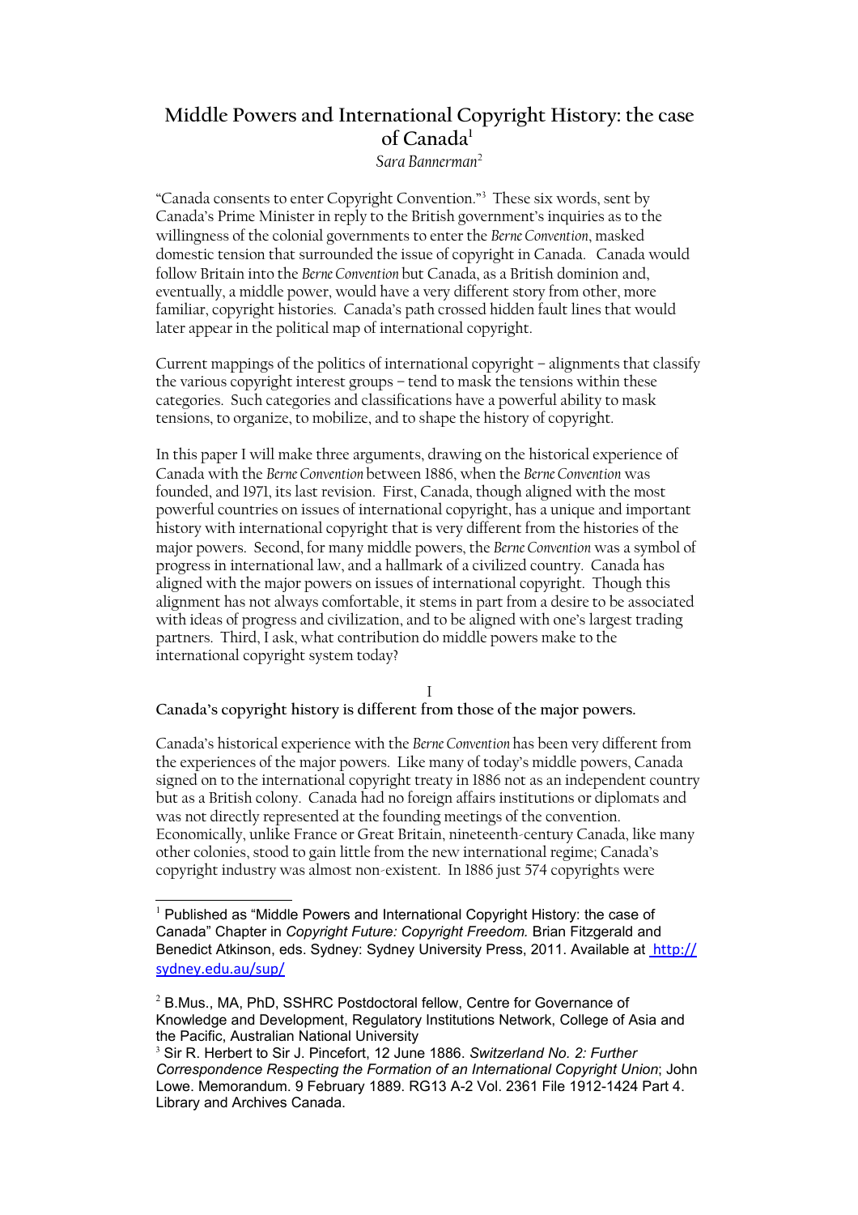# Middle Powers and International Copyright History: the case of Canada[1]

*Sara Bannerman*[2]

"Canada consents to enter Copyright Convention."[3] These six words, sent by Canada's Prime Minister in reply to the British government's inquiries as to the willingness of the colonial governments to enter the *Berne Convention*, masked domestic tension that surrounded the issue of copyright in Canada. Canada would follow Britain into the *Berne Convention* but Canada, as a British dominion and, eventually, a middle power, would have a very different story from other, more familiar, copyright histories. Canada's path crossed hidden fault lines that would later appear in the political map of international copyright.

Current mappings of the politics of international copyright – alignments that classify the various copyright interest groups – tend to mask the tensions within these categories. Such categories and classifications have a powerful ability to mask tensions, to organize, to mobilize, and to shape the history of copyright.

In this paper I will make three arguments, drawing on the historical experience of Canada with the *Berne Convention* between 1886, when the *Berne Convention* was founded, and 1971, its last revision. First, Canada, though aligned with the most powerful countries on issues of international copyright, has a unique and important history with international copyright that is very different from the histories of the major powers. Second, for many middle powers, the *Berne Convention* was a symbol of progress in international law, and a hallmark of a civilized country. Canada has aligned with the major powers on issues of international copyright. Though this alignment has not always comfortable, it stems in part from a desire to be associated with ideas of progress and civilization, and to be aligned with one's largest trading partners. Third, I ask, what contribution do middle powers make to the international copyright system today?

I

## Canada's copyright history is different from those of the major powers.

Canada's historical experience with the *Berne Convention* has been very different from the experiences of the major powers. Like many of today's middle powers, Canada signed on to the international copyright treaty in 1886 not as an independent country but as a British colony. Canada had no foreign affairs institutions or diplomats and was not directly represented at the founding meetings of the convention. Economically, unlike France or Great Britain, nineteenth-century Canada, like many other colonies, stood to gain little from the new international regime; Canada's copyright industry was almost non-existent. In 1886 just 574 copyrights were

---

[1] Published as "Middle Powers and International Copyright History: the case of Canada" Chapter in *Copyright Future: Copyright Freedom.* Brian Fitzgerald and Benedict Atkinson, eds. Sydney: Sydney University Press, 2011. Available at http://sydney.edu.au/sup/

[2] B.Mus., MA, PhD, SSHRC Postdoctoral fellow, Centre for Governance of Knowledge and Development, Regulatory Institutions Network, College of Asia and the Pacific, Australian National University

[3] Sir R. Herbert to Sir J. Pincefort, 12 June 1886. *Switzerland No. 2: Further Correspondence Respecting the Formation of an International Copyright Union*; John Lowe. Memorandum. 9 February 1889. RG13 A-2 Vol. 2361 File 1912-1424 Part 4. Library and Archives Canada.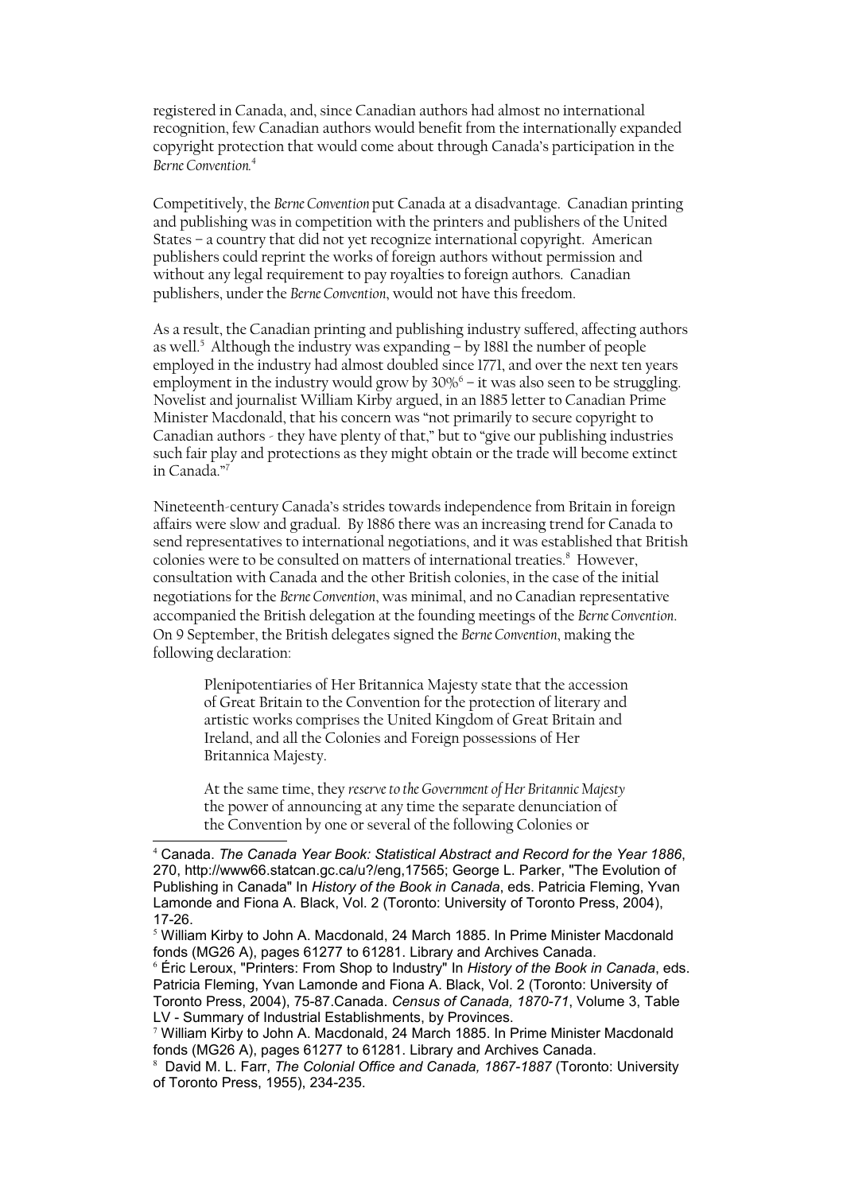registered in Canada, and, since Canadian authors had almost no international recognition, few Canadian authors would benefit from the internationally expanded copyright protection that would come about through Canada's participation in the *Berne Convention*.[4]

Competitively, the *Berne Convention* put Canada at a disadvantage. Canadian printing and publishing was in competition with the printers and publishers of the United States – a country that did not yet recognize international copyright. American publishers could reprint the works of foreign authors without permission and without any legal requirement to pay royalties to foreign authors. Canadian publishers, under the *Berne Convention*, would not have this freedom.

As a result, the Canadian printing and publishing industry suffered, affecting authors as well.[5] Although the industry was expanding – by 1881 the number of people employed in the industry had almost doubled since 1771, and over the next ten years employment in the industry would grow by 30%[6] – it was also seen to be struggling. Novelist and journalist William Kirby argued, in an 1885 letter to Canadian Prime Minister Macdonald, that his concern was "not primarily to secure copyright to Canadian authors - they have plenty of that," but to "give our publishing industries such fair play and protections as they might obtain or the trade will become extinct in Canada."[7]

Nineteenth-century Canada's strides towards independence from Britain in foreign affairs were slow and gradual. By 1886 there was an increasing trend for Canada to send representatives to international negotiations, and it was established that British colonies were to be consulted on matters of international treaties.[8] However, consultation with Canada and the other British colonies, in the case of the initial negotiations for the *Berne Convention*, was minimal, and no Canadian representative accompanied the British delegation at the founding meetings of the *Berne Convention*. On 9 September, the British delegates signed the *Berne Convention*, making the following declaration:

> Plenipotentiaries of Her Britannica Majesty state that the accession of Great Britain to the Convention for the protection of literary and artistic works comprises the United Kingdom of Great Britain and Ireland, and all the Colonies and Foreign possessions of Her Britannica Majesty.
>
> At the same time, they *reserve to the Government of Her Britannic Majesty* the power of announcing at any time the separate denunciation of the Convention by one or several of the following Colonies or

---

[4] Canada. *The Canada Year Book: Statistical Abstract and Record for the Year 1886*, 270, http://www66.statcan.gc.ca/u?/eng,17565; George L. Parker, "The Evolution of Publishing in Canada" In *History of the Book in Canada*, eds. Patricia Fleming, Yvan Lamonde and Fiona A. Black, Vol. 2 (Toronto: University of Toronto Press, 2004), 17-26.

[5] William Kirby to John A. Macdonald, 24 March 1885. In Prime Minister Macdonald fonds (MG26 A), pages 61277 to 61281. Library and Archives Canada.

[6] Éric Leroux, "Printers: From Shop to Industry" In *History of the Book in Canada*, eds. Patricia Fleming, Yvan Lamonde and Fiona A. Black, Vol. 2 (Toronto: University of Toronto Press, 2004), 75-87.Canada. *Census of Canada, 1870-71*, Volume 3, Table LV - Summary of Industrial Establishments, by Provinces.

[7] William Kirby to John A. Macdonald, 24 March 1885. In Prime Minister Macdonald fonds (MG26 A), pages 61277 to 61281. Library and Archives Canada.

[8] David M. L. Farr, *The Colonial Office and Canada, 1867-1887* (Toronto: University of Toronto Press, 1955), 234-235.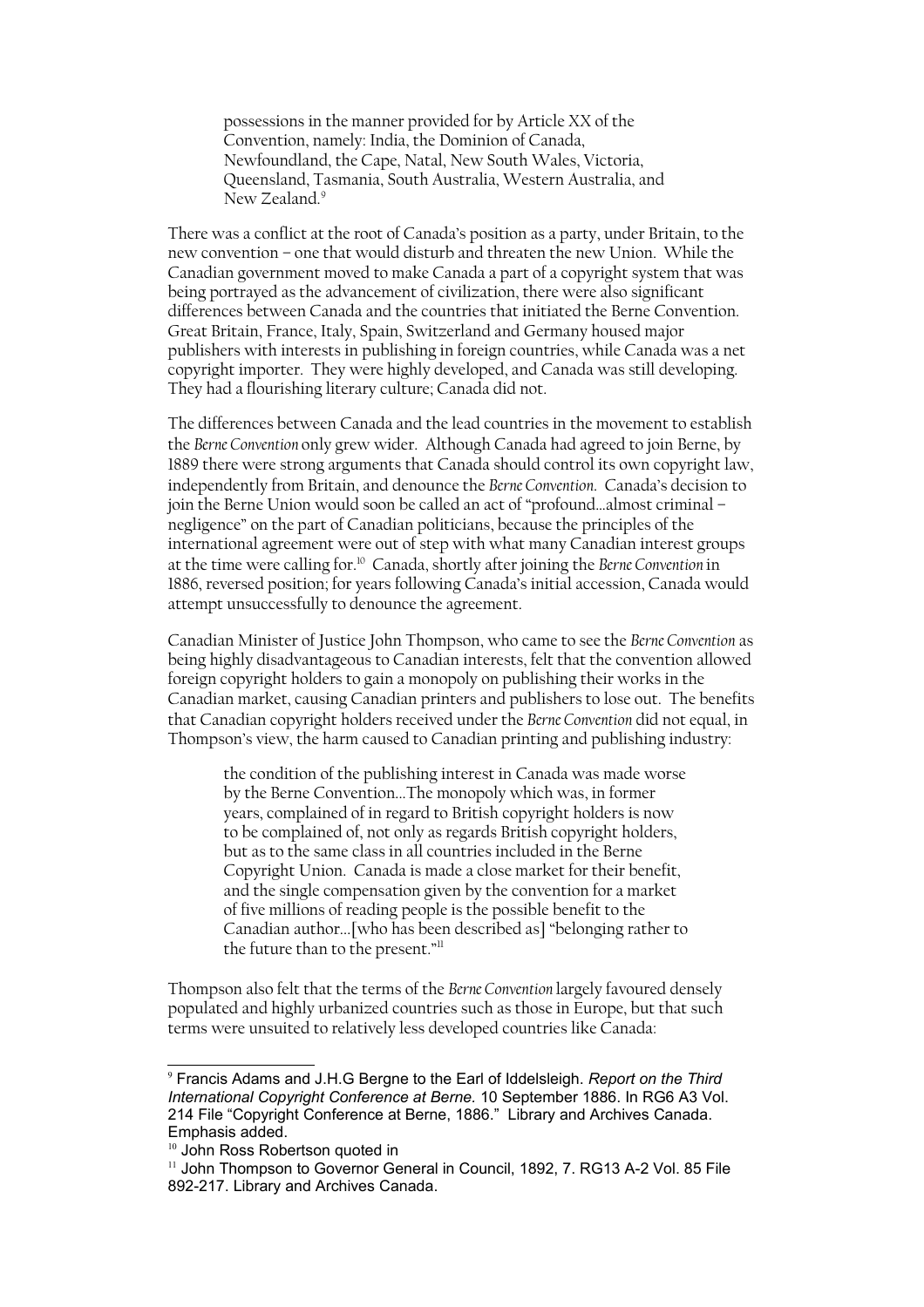> possessions in the manner provided for by Article XX of the Convention, namely: India, the Dominion of Canada, Newfoundland, the Cape, Natal, New South Wales, Victoria, Queensland, Tasmania, South Australia, Western Australia, and New Zealand.[9]

There was a conflict at the root of Canada's position as a party, under Britain, to the new convention – one that would disturb and threaten the new Union. While the Canadian government moved to make Canada a part of a copyright system that was being portrayed as the advancement of civilization, there were also significant differences between Canada and the countries that initiated the Berne Convention. Great Britain, France, Italy, Spain, Switzerland and Germany housed major publishers with interests in publishing in foreign countries, while Canada was a net copyright importer. They were highly developed, and Canada was still developing. They had a flourishing literary culture; Canada did not.

The differences between Canada and the lead countries in the movement to establish the *Berne Convention* only grew wider. Although Canada had agreed to join Berne, by 1889 there were strong arguments that Canada should control its own copyright law, independently from Britain, and denounce the *Berne Convention*. Canada's decision to join the Berne Union would soon be called an act of "profound…almost criminal – negligence" on the part of Canadian politicians, because the principles of the international agreement were out of step with what many Canadian interest groups at the time were calling for.[10] Canada, shortly after joining the *Berne Convention* in 1886, reversed position; for years following Canada's initial accession, Canada would attempt unsuccessfully to denounce the agreement.

Canadian Minister of Justice John Thompson, who came to see the *Berne Convention* as being highly disadvantageous to Canadian interests, felt that the convention allowed foreign copyright holders to gain a monopoly on publishing their works in the Canadian market, causing Canadian printers and publishers to lose out. The benefits that Canadian copyright holders received under the *Berne Convention* did not equal, in Thompson's view, the harm caused to Canadian printing and publishing industry:

> the condition of the publishing interest in Canada was made worse by the Berne Convention…The monopoly which was, in former years, complained of in regard to British copyright holders is now to be complained of, not only as regards British copyright holders, but as to the same class in all countries included in the Berne Copyright Union. Canada is made a close market for their benefit, and the single compensation given by the convention for a market of five millions of reading people is the possible benefit to the Canadian author…[who has been described as] "belonging rather to the future than to the present."[11]

Thompson also felt that the terms of the *Berne Convention* largely favoured densely populated and highly urbanized countries such as those in Europe, but that such terms were unsuited to relatively less developed countries like Canada:

---

[9] Francis Adams and J.H.G Bergne to the Earl of Iddelsleigh. *Report on the Third International Copyright Conference at Berne.* 10 September 1886. In RG6 A3 Vol. 214 File "Copyright Conference at Berne, 1886." Library and Archives Canada. Emphasis added.

[10] John Ross Robertson quoted in

[11] John Thompson to Governor General in Council, 1892, 7. RG13 A-2 Vol. 85 File 892-217. Library and Archives Canada.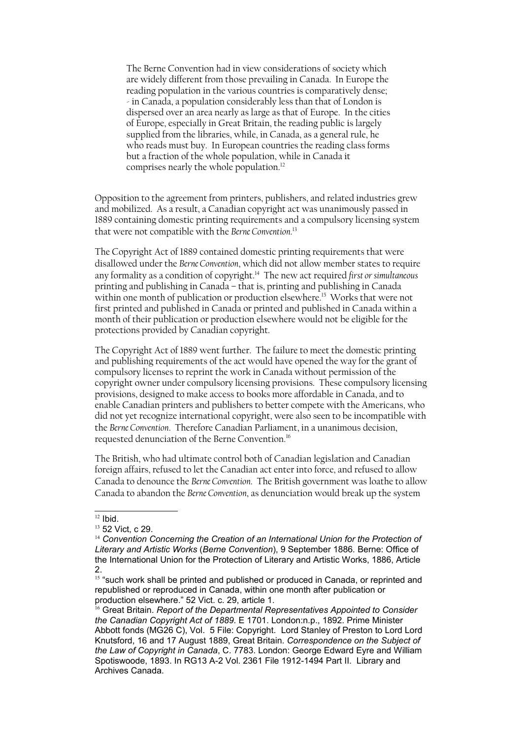> The Berne Convention had in view considerations of society which are widely different from those prevailing in Canada. In Europe the reading population in the various countries is comparatively dense; - in Canada, a population considerably less than that of London is dispersed over an area nearly as large as that of Europe. In the cities of Europe, especially in Great Britain, the reading public is largely supplied from the libraries, while, in Canada, as a general rule, he who reads must buy. In European countries the reading class forms but a fraction of the whole population, while in Canada it comprises nearly the whole population.[12]

Opposition to the agreement from printers, publishers, and related industries grew and mobilized. As a result, a Canadian copyright act was unanimously passed in 1889 containing domestic printing requirements and a compulsory licensing system that were not compatible with the *Berne Convention*.[13]

The Copyright Act of 1889 contained domestic printing requirements that were disallowed under the *Berne Convention*, which did not allow member states to require any formality as a condition of copyright.[14] The new act required *first or simultaneous* printing and publishing in Canada – that is, printing and publishing in Canada within one month of publication or production elsewhere.[15] Works that were not first printed and published in Canada or printed and published in Canada within a month of their publication or production elsewhere would not be eligible for the protections provided by Canadian copyright.

The Copyright Act of 1889 went further. The failure to meet the domestic printing and publishing requirements of the act would have opened the way for the grant of compulsory licenses to reprint the work in Canada without permission of the copyright owner under compulsory licensing provisions. These compulsory licensing provisions, designed to make access to books more affordable in Canada, and to enable Canadian printers and publishers to better compete with the Americans, who did not yet recognize international copyright, were also seen to be incompatible with the *Berne Convention*. Therefore Canadian Parliament, in a unanimous decision, requested denunciation of the Berne Convention.[16]

The British, who had ultimate control both of Canadian legislation and Canadian foreign affairs, refused to let the Canadian act enter into force, and refused to allow Canada to denounce the *Berne Convention*. The British government was loathe to allow Canada to abandon the *Berne Convention*, as denunciation would break up the system

---

[12] Ibid.

[13] 52 Vict, c 29.

[14] *Convention Concerning the Creation of an International Union for the Protection of Literary and Artistic Works* (*Berne Convention*), 9 September 1886. Berne: Office of the International Union for the Protection of Literary and Artistic Works, 1886, Article 2.

[15] "such work shall be printed and published or produced in Canada, or reprinted and republished or reproduced in Canada, within one month after publication or production elsewhere." 52 Vict. c. 29, article 1.

[16] Great Britain. *Report of the Departmental Representatives Appointed to Consider the Canadian Copyright Act of 1889*. E 1701. London:n.p., 1892. Prime Minister Abbott fonds (MG26 C), Vol. 5 File: Copyright. Lord Stanley of Preston to Lord Lord Knutsford, 16 and 17 August 1889, Great Britain. *Correspondence on the Subject of the Law of Copyright in Canada*, C. 7783. London: George Edward Eyre and William Spotiswoode, 1893. In RG13 A-2 Vol. 2361 File 1912-1494 Part II. Library and Archives Canada.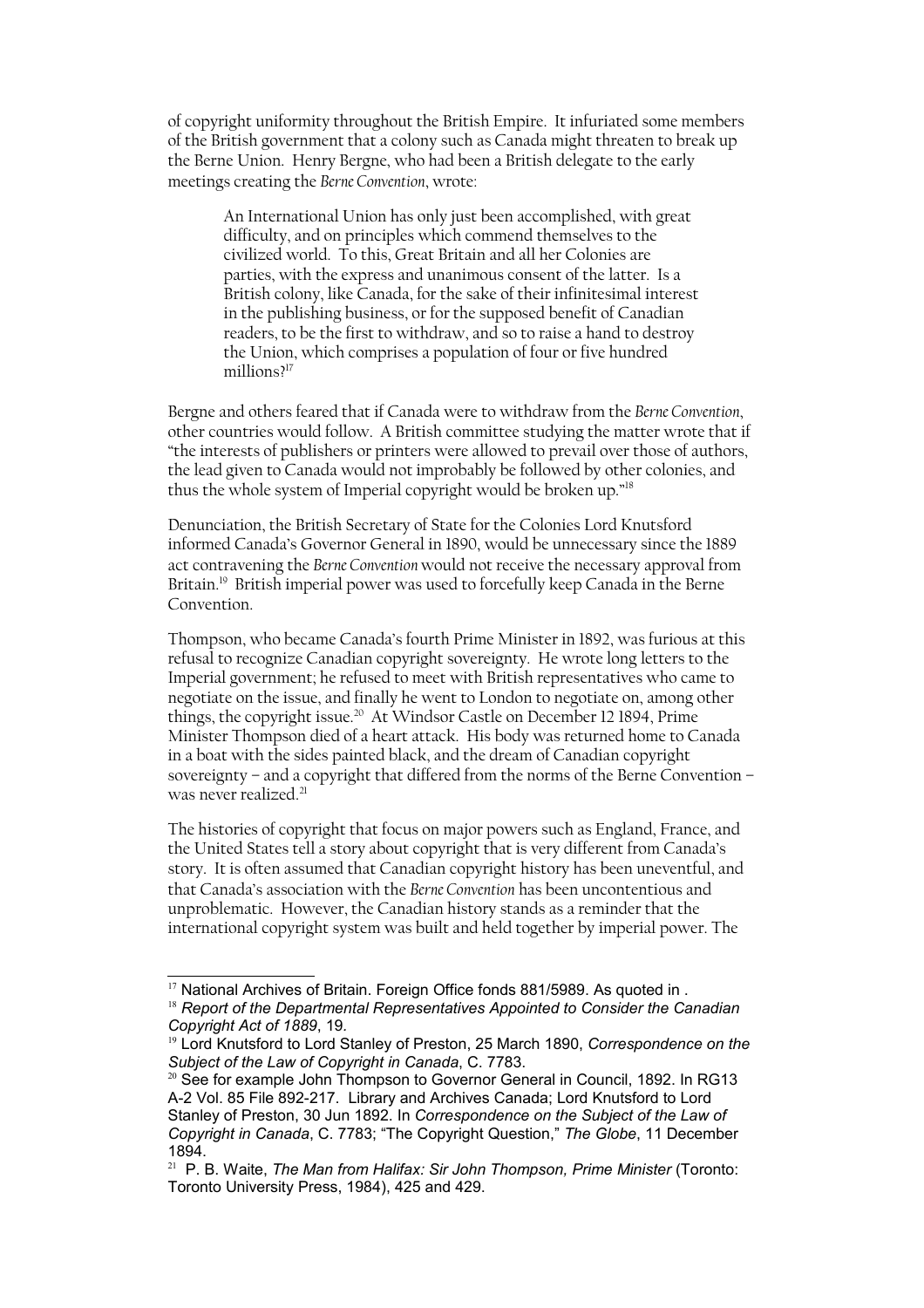of copyright uniformity throughout the British Empire. It infuriated some members of the British government that a colony such as Canada might threaten to break up the Berne Union. Henry Bergne, who had been a British delegate to the early meetings creating the *Berne Convention*, wrote:

> An International Union has only just been accomplished, with great difficulty, and on principles which commend themselves to the civilized world. To this, Great Britain and all her Colonies are parties, with the express and unanimous consent of the latter. Is a British colony, like Canada, for the sake of their infinitesimal interest in the publishing business, or for the supposed benefit of Canadian readers, to be the first to withdraw, and so to raise a hand to destroy the Union, which comprises a population of four or five hundred millions?[17]

Bergne and others feared that if Canada were to withdraw from the *Berne Convention*, other countries would follow. A British committee studying the matter wrote that if "the interests of publishers or printers were allowed to prevail over those of authors, the lead given to Canada would not improbably be followed by other colonies, and thus the whole system of Imperial copyright would be broken up."[18]

Denunciation, the British Secretary of State for the Colonies Lord Knutsford informed Canada's Governor General in 1890, would be unnecessary since the 1889 act contravening the *Berne Convention* would not receive the necessary approval from Britain.[19] British imperial power was used to forcefully keep Canada in the Berne Convention.

Thompson, who became Canada's fourth Prime Minister in 1892, was furious at this refusal to recognize Canadian copyright sovereignty. He wrote long letters to the Imperial government; he refused to meet with British representatives who came to negotiate on the issue, and finally he went to London to negotiate on, among other things, the copyright issue.[20] At Windsor Castle on December 12 1894, Prime Minister Thompson died of a heart attack. His body was returned home to Canada in a boat with the sides painted black, and the dream of Canadian copyright sovereignty – and a copyright that differed from the norms of the Berne Convention – was never realized.[21]

The histories of copyright that focus on major powers such as England, France, and the United States tell a story about copyright that is very different from Canada's story. It is often assumed that Canadian copyright history has been uneventful, and that Canada's association with the *Berne Convention* has been uncontentious and unproblematic. However, the Canadian history stands as a reminder that the international copyright system was built and held together by imperial power. The

---

[17] National Archives of Britain. Foreign Office fonds 881/5989. As quoted in .

[18] *Report of the Departmental Representatives Appointed to Consider the Canadian Copyright Act of 1889*, 19.

[19] Lord Knutsford to Lord Stanley of Preston, 25 March 1890, *Correspondence on the Subject of the Law of Copyright in Canada*, C. 7783.

[20] See for example John Thompson to Governor General in Council, 1892. In RG13 A-2 Vol. 85 File 892-217. Library and Archives Canada; Lord Knutsford to Lord Stanley of Preston, 30 Jun 1892. In *Correspondence on the Subject of the Law of Copyright in Canada*, C. 7783; "The Copyright Question," *The Globe*, 11 December 1894.

[21] P. B. Waite, *The Man from Halifax: Sir John Thompson, Prime Minister* (Toronto: Toronto University Press, 1984), 425 and 429.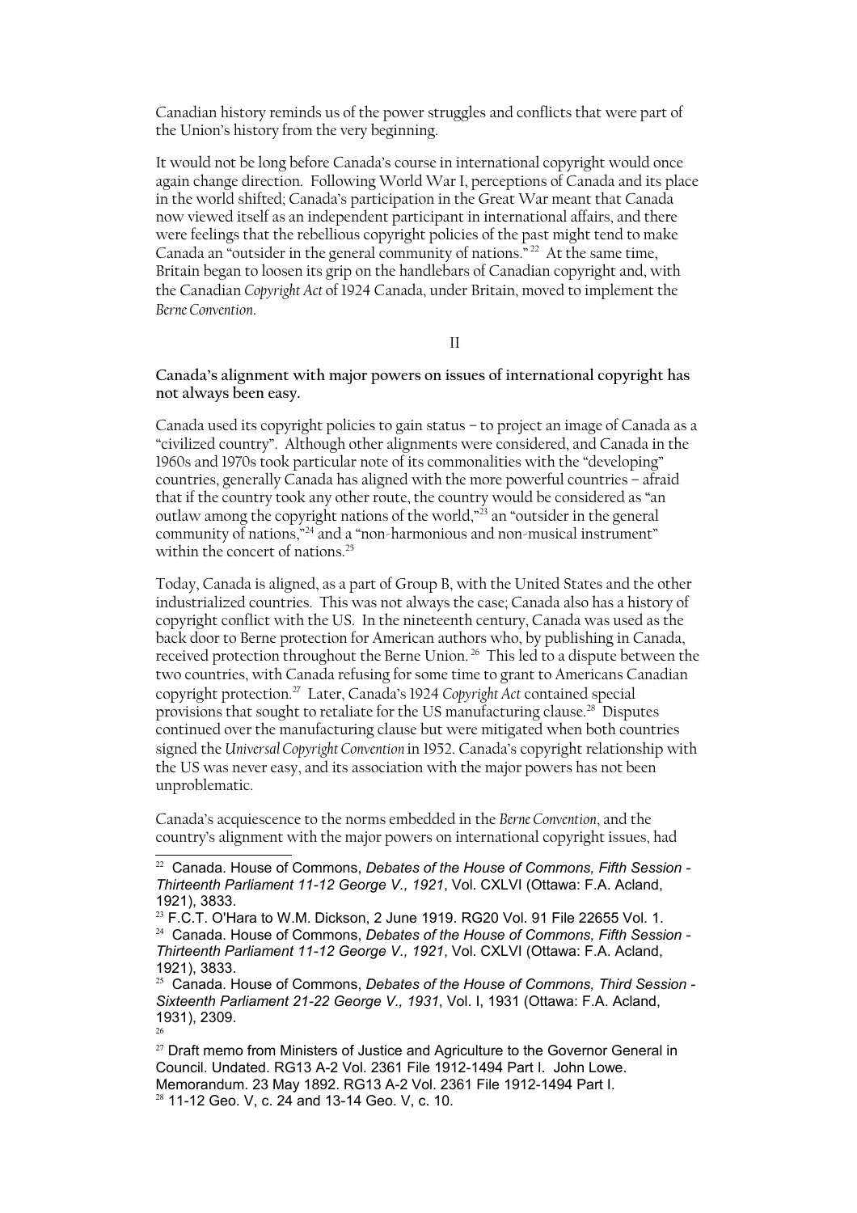Canadian history reminds us of the power struggles and conflicts that were part of the Union's history from the very beginning.

It would not be long before Canada's course in international copyright would once again change direction. Following World War I, perceptions of Canada and its place in the world shifted; Canada's participation in the Great War meant that Canada now viewed itself as an independent participant in international affairs, and there were feelings that the rebellious copyright policies of the past might tend to make Canada an "outsider in the general community of nations."[22] At the same time, Britain began to loosen its grip on the handlebars of Canadian copyright and, with the Canadian *Copyright Act* of 1924 Canada, under Britain, moved to implement the *Berne Convention*.

II

**Canada's alignment with major powers on issues of international copyright has not always been easy.**

Canada used its copyright policies to gain status – to project an image of Canada as a "civilized country". Although other alignments were considered, and Canada in the 1960s and 1970s took particular note of its commonalities with the "developing" countries, generally Canada has aligned with the more powerful countries – afraid that if the country took any other route, the country would be considered as "an outlaw among the copyright nations of the world,"[23] an "outsider in the general community of nations,"[24] and a "non-harmonious and non-musical instrument" within the concert of nations.[25]

Today, Canada is aligned, as a part of Group B, with the United States and the other industrialized countries. This was not always the case; Canada also has a history of copyright conflict with the US. In the nineteenth century, Canada was used as the back door to Berne protection for American authors who, by publishing in Canada, received protection throughout the Berne Union.[26] This led to a dispute between the two countries, with Canada refusing for some time to grant to Americans Canadian copyright protection.[27] Later, Canada's 1924 *Copyright Act* contained special provisions that sought to retaliate for the US manufacturing clause.[28] Disputes continued over the manufacturing clause but were mitigated when both countries signed the *Universal Copyright Convention* in 1952. Canada's copyright relationship with the US was never easy, and its association with the major powers has not been unproblematic.

Canada's acquiescence to the norms embedded in the *Berne Convention*, and the country's alignment with the major powers on international copyright issues, had

---

[22] Canada. House of Commons, *Debates of the House of Commons, Fifth Session - Thirteenth Parliament 11-12 George V., 1921*, Vol. CXLVI (Ottawa: F.A. Acland, 1921), 3833.

[23] F.C.T. O'Hara to W.M. Dickson, 2 June 1919. RG20 Vol. 91 File 22655 Vol. 1.

[24] Canada. House of Commons, *Debates of the House of Commons, Fifth Session - Thirteenth Parliament 11-12 George V., 1921*, Vol. CXLVI (Ottawa: F.A. Acland, 1921), 3833.

[25] Canada. House of Commons, *Debates of the House of Commons, Third Session - Sixteenth Parliament 21-22 George V., 1931*, Vol. I, 1931 (Ottawa: F.A. Acland, 1931), 2309.

[26]

[27] Draft memo from Ministers of Justice and Agriculture to the Governor General in Council. Undated. RG13 A-2 Vol. 2361 File 1912-1494 Part I. John Lowe. Memorandum. 23 May 1892. RG13 A-2 Vol. 2361 File 1912-1494 Part I.

[28] 11-12 Geo. V, c. 24 and 13-14 Geo. V, c. 10.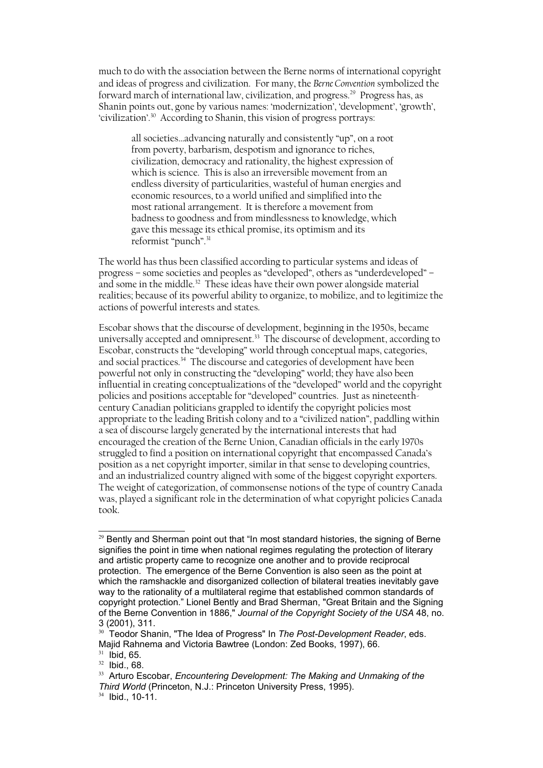much to do with the association between the Berne norms of international copyright and ideas of progress and civilization. For many, the *Berne Convention* symbolized the forward march of international law, civilization, and progress.[29] Progress has, as Shanin points out, gone by various names: 'modernization', 'development', 'growth', 'civilization'.[30] According to Shanin, this vision of progress portrays:

> all societies…advancing naturally and consistently "up", on a root from poverty, barbarism, despotism and ignorance to riches, civilization, democracy and rationality, the highest expression of which is science. This is also an irreversible movement from an endless diversity of particularities, wasteful of human energies and economic resources, to a world unified and simplified into the most rational arrangement. It is therefore a movement from badness to goodness and from mindlessness to knowledge, which gave this message its ethical promise, its optimism and its reformist "punch".[31]

The world has thus been classified according to particular systems and ideas of progress – some societies and peoples as "developed", others as "underdeveloped" – and some in the middle.[32] These ideas have their own power alongside material realities; because of its powerful ability to organize, to mobilize, and to legitimize the actions of powerful interests and states.

Escobar shows that the discourse of development, beginning in the 1950s, became universally accepted and omnipresent.[33] The discourse of development, according to Escobar, constructs the "developing" world through conceptual maps, categories, and social practices.[34] The discourse and categories of development have been powerful not only in constructing the "developing" world; they have also been influential in creating conceptualizations of the "developed" world and the copyright policies and positions acceptable for "developed" countries. Just as nineteenth-century Canadian politicians grappled to identify the copyright policies most appropriate to the leading British colony and to a "civilized nation", paddling within a sea of discourse largely generated by the international interests that had encouraged the creation of the Berne Union, Canadian officials in the early 1970s struggled to find a position on international copyright that encompassed Canada's position as a net copyright importer, similar in that sense to developing countries, and an industrialized country aligned with some of the biggest copyright exporters. The weight of categorization, of commonsense notions of the type of country Canada was, played a significant role in the determination of what copyright policies Canada took.

---

[29] Bently and Sherman point out that "In most standard histories, the signing of Berne signifies the point in time when national regimes regulating the protection of literary and artistic property came to recognize one another and to provide reciprocal protection. The emergence of the Berne Convention is also seen as the point at which the ramshackle and disorganized collection of bilateral treaties inevitably gave way to the rationality of a multilateral regime that established common standards of copyright protection." Lionel Bently and Brad Sherman, "Great Britain and the Signing of the Berne Convention in 1886," *Journal of the Copyright Society of the USA* 48, no. 3 (2001), 311.

[30] Teodor Shanin, "The Idea of Progress" In *The Post-Development Reader*, eds. Majid Rahnema and Victoria Bawtree (London: Zed Books, 1997), 66.

[31] Ibid, 65.

[32] Ibid., 68.

[33] Arturo Escobar, *Encountering Development: The Making and Unmaking of the Third World* (Princeton, N.J.: Princeton University Press, 1995).

[34] Ibid., 10-11.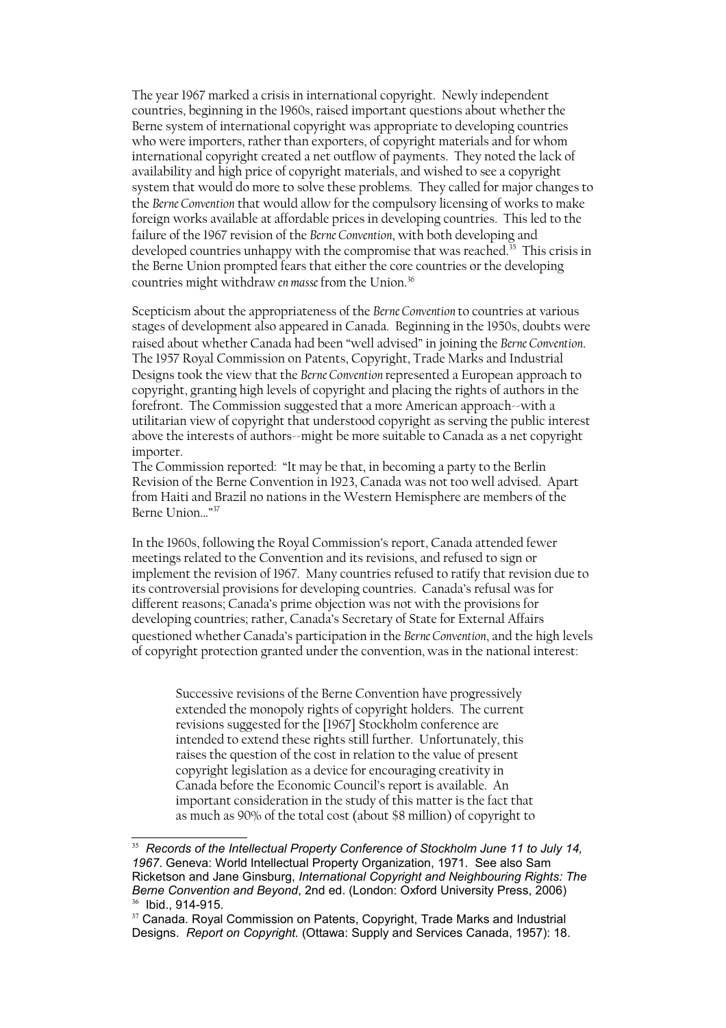The year 1967 marked a crisis in international copyright. Newly independent countries, beginning in the 1960s, raised important questions about whether the Berne system of international copyright was appropriate to developing countries who were importers, rather than exporters, of copyright materials and for whom international copyright created a net outflow of payments. They noted the lack of availability and high price of copyright materials, and wished to see a copyright system that would do more to solve these problems. They called for major changes to the *Berne Convention* that would allow for the compulsory licensing of works to make foreign works available at affordable prices in developing countries. This led to the failure of the 1967 revision of the *Berne Convention*, with both developing and developed countries unhappy with the compromise that was reached.[35] This crisis in the Berne Union prompted fears that either the core countries or the developing countries might withdraw *en masse* from the Union.[36]

Scepticism about the appropriateness of the *Berne Convention* to countries at various stages of development also appeared in Canada. Beginning in the 1950s, doubts were raised about whether Canada had been "well advised" in joining the *Berne Convention*. The 1957 Royal Commission on Patents, Copyright, Trade Marks and Industrial Designs took the view that the *Berne Convention* represented a European approach to copyright, granting high levels of copyright and placing the rights of authors in the forefront. The Commission suggested that a more American approach--with a utilitarian view of copyright that understood copyright as serving the public interest above the interests of authors--might be more suitable to Canada as a net copyright importer.

The Commission reported: "It may be that, in becoming a party to the Berlin Revision of the Berne Convention in 1923, Canada was not too well advised. Apart from Haiti and Brazil no nations in the Western Hemisphere are members of the Berne Union…"[37]

In the 1960s, following the Royal Commission's report, Canada attended fewer meetings related to the Convention and its revisions, and refused to sign or implement the revision of 1967. Many countries refused to ratify that revision due to its controversial provisions for developing countries. Canada's refusal was for different reasons; Canada's prime objection was not with the provisions for developing countries; rather, Canada's Secretary of State for External Affairs questioned whether Canada's participation in the *Berne Convention*, and the high levels of copyright protection granted under the convention, was in the national interest:

> Successive revisions of the Berne Convention have progressively extended the monopoly rights of copyright holders. The current revisions suggested for the [1967] Stockholm conference are intended to extend these rights still further. Unfortunately, this raises the question of the cost in relation to the value of present copyright legislation as a device for encouraging creativity in Canada before the Economic Council's report is available. An important consideration in the study of this matter is the fact that as much as 90% of the total cost (about $8 million) of copyright to

---

[35] *Records of the Intellectual Property Conference of Stockholm June 11 to July 14, 1967*. Geneva: World Intellectual Property Organization, 1971. See also Sam Ricketson and Jane Ginsburg, *International Copyright and Neighbouring Rights: The Berne Convention and Beyond*, 2nd ed. (London: Oxford University Press, 2006)

[36] Ibid., 914-915.

[37] Canada. Royal Commission on Patents, Copyright, Trade Marks and Industrial Designs. *Report on Copyright.* (Ottawa: Supply and Services Canada, 1957): 18.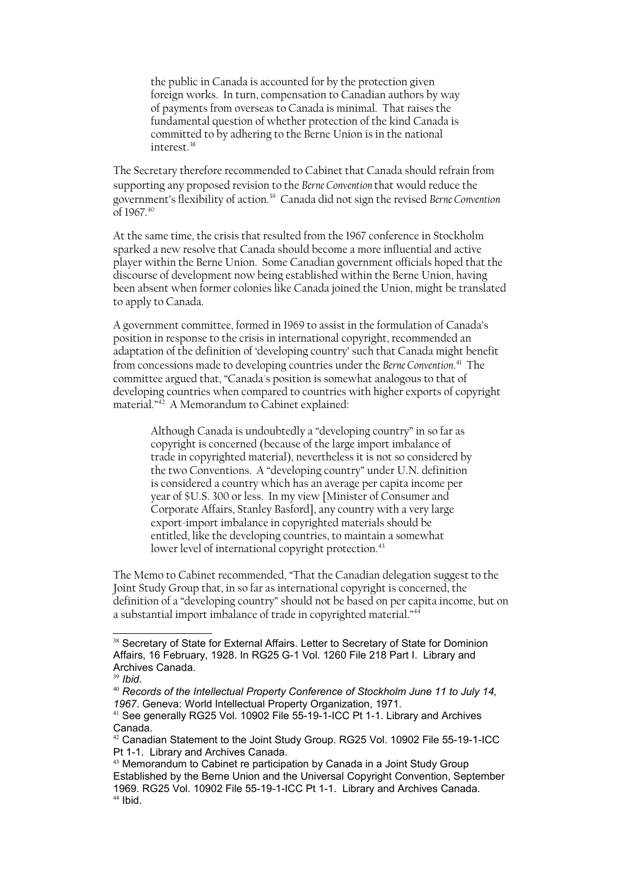> the public in Canada is accounted for by the protection given foreign works. In turn, compensation to Canadian authors by way of payments from overseas to Canada is minimal. That raises the fundamental question of whether protection of the kind Canada is committed to by adhering to the Berne Union is in the national interest.[38]

The Secretary therefore recommended to Cabinet that Canada should refrain from supporting any proposed revision to the *Berne Convention* that would reduce the government's flexibility of action.[39] Canada did not sign the revised *Berne Convention* of 1967.[40]

At the same time, the crisis that resulted from the 1967 conference in Stockholm sparked a new resolve that Canada should become a more influential and active player within the Berne Union. Some Canadian government officials hoped that the discourse of development now being established within the Berne Union, having been absent when former colonies like Canada joined the Union, might be translated to apply to Canada.

A government committee, formed in 1969 to assist in the formulation of Canada's position in response to the crisis in international copyright, recommended an adaptation of the definition of 'developing country' such that Canada might benefit from concessions made to developing countries under the *Berne Convention*.[41] The committee argued that, "Canada's position is somewhat analogous to that of developing countries when compared to countries with higher exports of copyright material."[42] A Memorandum to Cabinet explained:

> Although Canada is undoubtedly a "developing country" in so far as copyright is concerned (because of the large import imbalance of trade in copyrighted material), nevertheless it is not so considered by the two Conventions. A "developing country" under U.N. definition is considered a country which has an average per capita income per year of $U.S. 300 or less. In my view [Minister of Consumer and Corporate Affairs, Stanley Basford], any country with a very large export-import imbalance in copyrighted materials should be entitled, like the developing countries, to maintain a somewhat lower level of international copyright protection.[43]

The Memo to Cabinet recommended, "That the Canadian delegation suggest to the Joint Study Group that, in so far as international copyright is concerned, the definition of a "developing country" should not be based on per capita income, but on a substantial import imbalance of trade in copyrighted material."[44]

---

[38] Secretary of State for External Affairs. Letter to Secretary of State for Dominion Affairs, 16 February, 1928. In RG25 G-1 Vol. 1260 File 218 Part I. Library and Archives Canada.

[39] *Ibid*.

[40] *Records of the Intellectual Property Conference of Stockholm June 11 to July 14, 1967*. Geneva: World Intellectual Property Organization, 1971.

[41] See generally RG25 Vol. 10902 File 55-19-1-ICC Pt 1-1. Library and Archives Canada.

[42] Canadian Statement to the Joint Study Group. RG25 Vol. 10902 File 55-19-1-ICC Pt 1-1. Library and Archives Canada.

[43] Memorandum to Cabinet re participation by Canada in a Joint Study Group Established by the Berne Union and the Universal Copyright Convention, September 1969. RG25 Vol. 10902 File 55-19-1-ICC Pt 1-1. Library and Archives Canada.

[44] Ibid.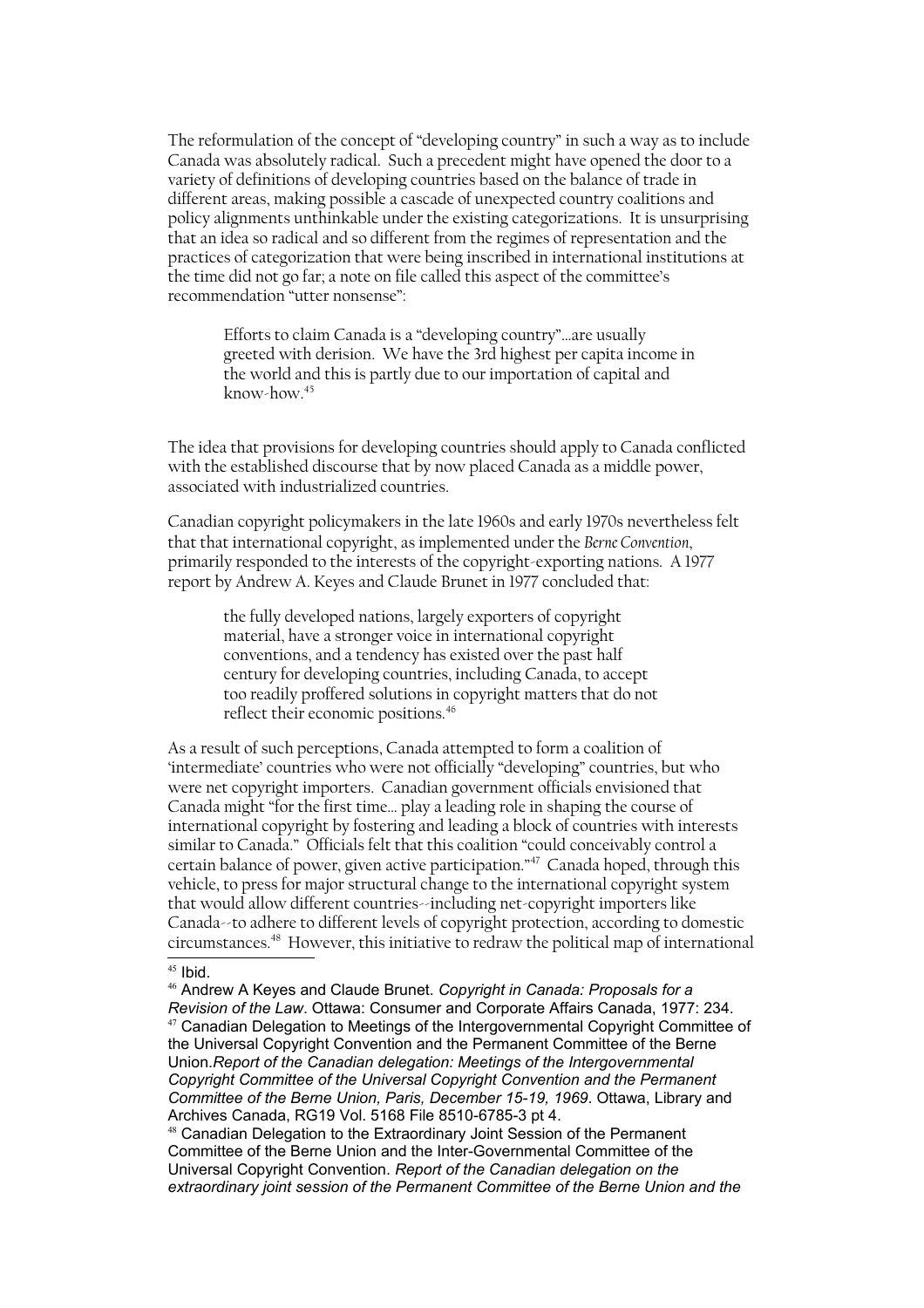The reformulation of the concept of "developing country" in such a way as to include Canada was absolutely radical. Such a precedent might have opened the door to a variety of definitions of developing countries based on the balance of trade in different areas, making possible a cascade of unexpected country coalitions and policy alignments unthinkable under the existing categorizations. It is unsurprising that an idea so radical and so different from the regimes of representation and the practices of categorization that were being inscribed in international institutions at the time did not go far; a note on file called this aspect of the committee's recommendation "utter nonsense":

> Efforts to claim Canada is a "developing country"…are usually greeted with derision. We have the 3rd highest per capita income in the world and this is partly due to our importation of capital and know-how.[45]

The idea that provisions for developing countries should apply to Canada conflicted with the established discourse that by now placed Canada as a middle power, associated with industrialized countries.

Canadian copyright policymakers in the late 1960s and early 1970s nevertheless felt that that international copyright, as implemented under the *Berne Convention*, primarily responded to the interests of the copyright-exporting nations. A 1977 report by Andrew A. Keyes and Claude Brunet in 1977 concluded that:

> the fully developed nations, largely exporters of copyright material, have a stronger voice in international copyright conventions, and a tendency has existed over the past half century for developing countries, including Canada, to accept too readily proffered solutions in copyright matters that do not reflect their economic positions.[46]

As a result of such perceptions, Canada attempted to form a coalition of 'intermediate' countries who were not officially "developing" countries, but who were net copyright importers. Canadian government officials envisioned that Canada might "for the first time… play a leading role in shaping the course of international copyright by fostering and leading a block of countries with interests similar to Canada." Officials felt that this coalition "could conceivably control a certain balance of power, given active participation."[47] Canada hoped, through this vehicle, to press for major structural change to the international copyright system that would allow different countries--including net-copyright importers like Canada--to adhere to different levels of copyright protection, according to domestic circumstances.[48] However, this initiative to redraw the political map of international

---

[45] Ibid.

[46] Andrew A Keyes and Claude Brunet. *Copyright in Canada: Proposals for a Revision of the Law*. Ottawa: Consumer and Corporate Affairs Canada, 1977: 234.

[47] Canadian Delegation to Meetings of the Intergovernmental Copyright Committee of the Universal Copyright Convention and the Permanent Committee of the Berne Union.*Report of the Canadian delegation: Meetings of the Intergovernmental Copyright Committee of the Universal Copyright Convention and the Permanent Committee of the Berne Union, Paris, December 15-19, 1969*. Ottawa, Library and Archives Canada, RG19 Vol. 5168 File 8510-6785-3 pt 4.

[48] Canadian Delegation to the Extraordinary Joint Session of the Permanent Committee of the Berne Union and the Inter-Governmental Committee of the Universal Copyright Convention. *Report of the Canadian delegation on the extraordinary joint session of the Permanent Committee of the Berne Union and the*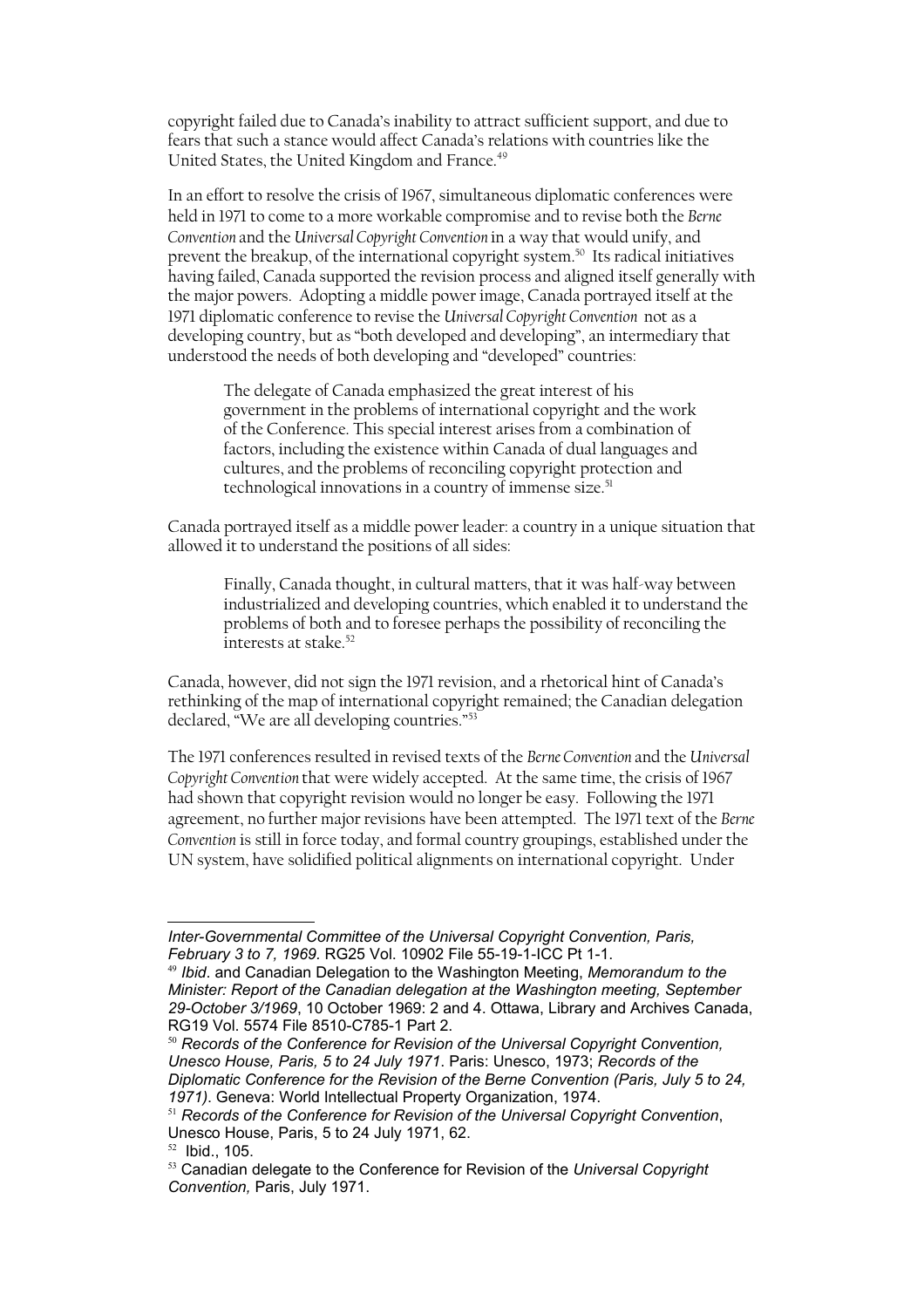copyright failed due to Canada's inability to attract sufficient support, and due to fears that such a stance would affect Canada's relations with countries like the United States, the United Kingdom and France.[49]

In an effort to resolve the crisis of 1967, simultaneous diplomatic conferences were held in 1971 to come to a more workable compromise and to revise both the *Berne Convention* and the *Universal Copyright Convention* in a way that would unify, and prevent the breakup, of the international copyright system.[50] Its radical initiatives having failed, Canada supported the revision process and aligned itself generally with the major powers. Adopting a middle power image, Canada portrayed itself at the 1971 diplomatic conference to revise the *Universal Copyright Convention* not as a developing country, but as "both developed and developing", an intermediary that understood the needs of both developing and "developed" countries:

> The delegate of Canada emphasized the great interest of his government in the problems of international copyright and the work of the Conference. This special interest arises from a combination of factors, including the existence within Canada of dual languages and cultures, and the problems of reconciling copyright protection and technological innovations in a country of immense size.[51]

Canada portrayed itself as a middle power leader: a country in a unique situation that allowed it to understand the positions of all sides:

> Finally, Canada thought, in cultural matters, that it was half-way between industrialized and developing countries, which enabled it to understand the problems of both and to foresee perhaps the possibility of reconciling the interests at stake.[52]

Canada, however, did not sign the 1971 revision, and a rhetorical hint of Canada's rethinking of the map of international copyright remained; the Canadian delegation declared, "We are all developing countries."[53]

The 1971 conferences resulted in revised texts of the *Berne Convention* and the *Universal Copyright Convention* that were widely accepted. At the same time, the crisis of 1967 had shown that copyright revision would no longer be easy. Following the 1971 agreement, no further major revisions have been attempted. The 1971 text of the *Berne Convention* is still in force today, and formal country groupings, established under the UN system, have solidified political alignments on international copyright. Under

---

*Inter-Governmental Committee of the Universal Copyright Convention, Paris, February 3 to 7, 1969.* RG25 Vol. 10902 File 55-19-1-ICC Pt 1-1.

[49] *Ibid*. and Canadian Delegation to the Washington Meeting, *Memorandum to the Minister: Report of the Canadian delegation at the Washington meeting, September 29-October 3/1969*, 10 October 1969: 2 and 4. Ottawa, Library and Archives Canada, RG19 Vol. 5574 File 8510-C785-1 Part 2.

[50] *Records of the Conference for Revision of the Universal Copyright Convention, Unesco House, Paris, 5 to 24 July 1971*. Paris: Unesco, 1973; *Records of the Diplomatic Conference for the Revision of the Berne Convention (Paris, July 5 to 24, 1971)*. Geneva: World Intellectual Property Organization, 1974.

[51] *Records of the Conference for Revision of the Universal Copyright Convention*, Unesco House, Paris, 5 to 24 July 1971, 62.

[52] Ibid., 105.

[53] Canadian delegate to the Conference for Revision of the *Universal Copyright Convention,* Paris, July 1971.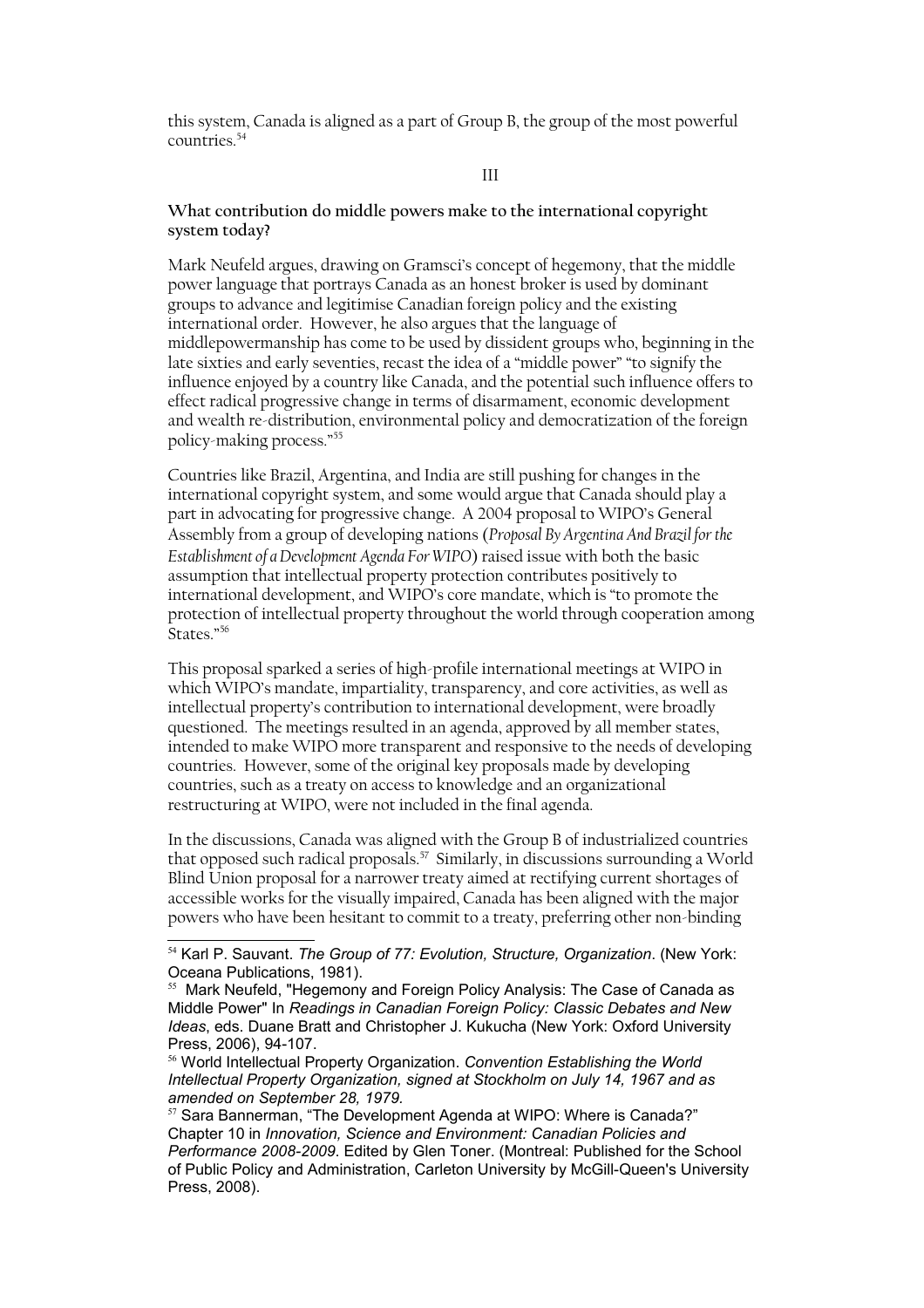this system, Canada is aligned as a part of Group B, the group of the most powerful countries.[54]

III

### What contribution do middle powers make to the international copyright system today?

Mark Neufeld argues, drawing on Gramsci's concept of hegemony, that the middle power language that portrays Canada as an honest broker is used by dominant groups to advance and legitimise Canadian foreign policy and the existing international order. However, he also argues that the language of middlepowermanship has come to be used by dissident groups who, beginning in the late sixties and early seventies, recast the idea of a "middle power" "to signify the influence enjoyed by a country like Canada, and the potential such influence offers to effect radical progressive change in terms of disarmament, economic development and wealth re-distribution, environmental policy and democratization of the foreign policy-making process."[55]

Countries like Brazil, Argentina, and India are still pushing for changes in the international copyright system, and some would argue that Canada should play a part in advocating for progressive change. A 2004 proposal to WIPO's General Assembly from a group of developing nations (*Proposal By Argentina And Brazil for the Establishment of a Development Agenda For WIPO*) raised issue with both the basic assumption that intellectual property protection contributes positively to international development, and WIPO's core mandate, which is "to promote the protection of intellectual property throughout the world through cooperation among States."[56]

This proposal sparked a series of high-profile international meetings at WIPO in which WIPO's mandate, impartiality, transparency, and core activities, as well as intellectual property's contribution to international development, were broadly questioned. The meetings resulted in an agenda, approved by all member states, intended to make WIPO more transparent and responsive to the needs of developing countries. However, some of the original key proposals made by developing countries, such as a treaty on access to knowledge and an organizational restructuring at WIPO, were not included in the final agenda.

In the discussions, Canada was aligned with the Group B of industrialized countries that opposed such radical proposals.[57] Similarly, in discussions surrounding a World Blind Union proposal for a narrower treaty aimed at rectifying current shortages of accessible works for the visually impaired, Canada has been aligned with the major powers who have been hesitant to commit to a treaty, preferring other non-binding

---

[54] Karl P. Sauvant. *The Group of 77: Evolution, Structure, Organization*. (New York: Oceana Publications, 1981).

[55] Mark Neufeld, "Hegemony and Foreign Policy Analysis: The Case of Canada as Middle Power" In *Readings in Canadian Foreign Policy: Classic Debates and New Ideas*, eds. Duane Bratt and Christopher J. Kukucha (New York: Oxford University Press, 2006), 94-107.

[56] World Intellectual Property Organization. *Convention Establishing the World Intellectual Property Organization, signed at Stockholm on July 14, 1967 and as amended on September 28, 1979.*

[57] Sara Bannerman, "The Development Agenda at WIPO: Where is Canada?" Chapter 10 in *Innovation, Science and Environment: Canadian Policies and Performance 2008-2009*. Edited by Glen Toner. (Montreal: Published for the School of Public Policy and Administration, Carleton University by McGill-Queen's University Press, 2008).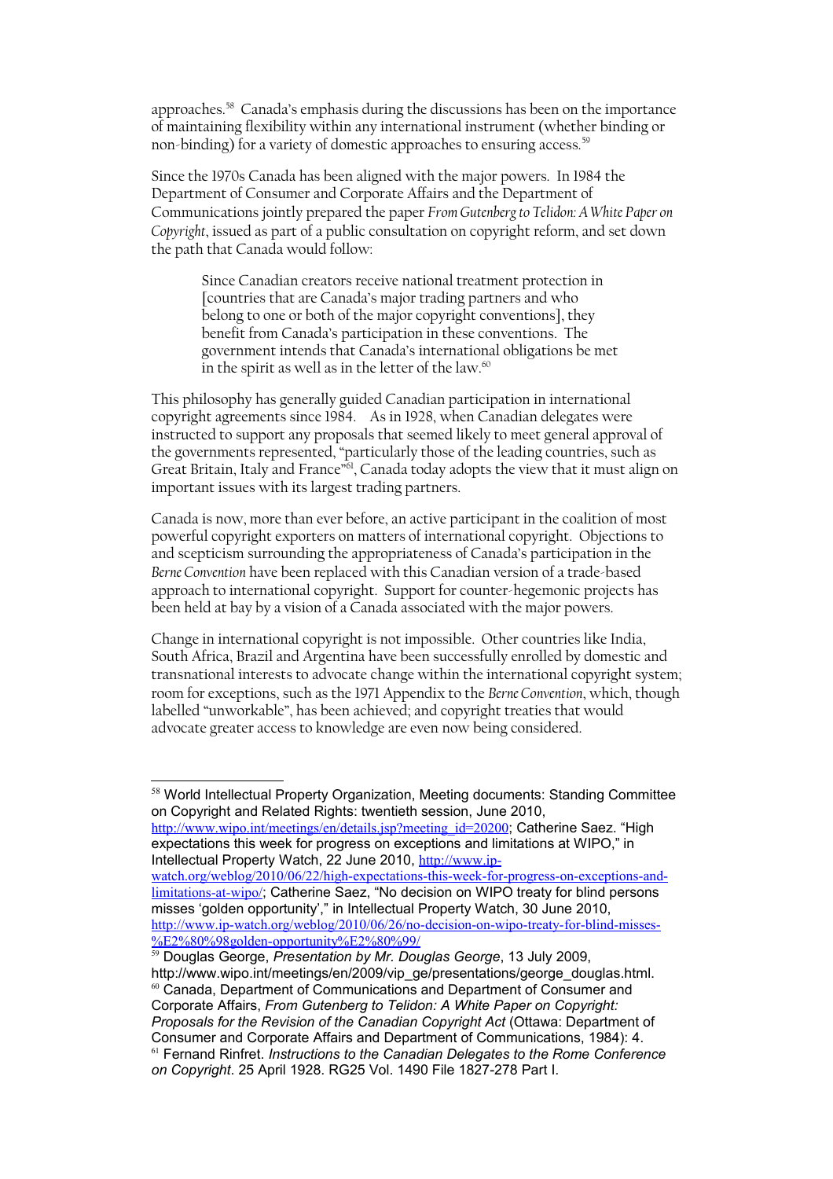approaches.[58] Canada's emphasis during the discussions has been on the importance of maintaining flexibility within any international instrument (whether binding or non-binding) for a variety of domestic approaches to ensuring access.[59]

Since the 1970s Canada has been aligned with the major powers. In 1984 the Department of Consumer and Corporate Affairs and the Department of Communications jointly prepared the paper *From Gutenberg to Telidon: A White Paper on Copyright*, issued as part of a public consultation on copyright reform, and set down the path that Canada would follow:

> Since Canadian creators receive national treatment protection in [countries that are Canada's major trading partners and who belong to one or both of the major copyright conventions], they benefit from Canada's participation in these conventions. The government intends that Canada's international obligations be met in the spirit as well as in the letter of the law.[60]

This philosophy has generally guided Canadian participation in international copyright agreements since 1984. As in 1928, when Canadian delegates were instructed to support any proposals that seemed likely to meet general approval of the governments represented, "particularly those of the leading countries, such as Great Britain, Italy and France"[61], Canada today adopts the view that it must align on important issues with its largest trading partners.

Canada is now, more than ever before, an active participant in the coalition of most powerful copyright exporters on matters of international copyright. Objections to and scepticism surrounding the appropriateness of Canada's participation in the *Berne Convention* have been replaced with this Canadian version of a trade-based approach to international copyright. Support for counter-hegemonic projects has been held at bay by a vision of a Canada associated with the major powers.

Change in international copyright is not impossible. Other countries like India, South Africa, Brazil and Argentina have been successfully enrolled by domestic and transnational interests to advocate change within the international copyright system; room for exceptions, such as the 1971 Appendix to the *Berne Convention*, which, though labelled "unworkable", has been achieved; and copyright treaties that would advocate greater access to knowledge are even now being considered.

---

[58] World Intellectual Property Organization, Meeting documents: Standing Committee on Copyright and Related Rights: twentieth session, June 2010, http://www.wipo.int/meetings/en/details.jsp?meeting_id=20200; Catherine Saez. "High expectations this week for progress on exceptions and limitations at WIPO," in Intellectual Property Watch, 22 June 2010, http://www.ip-watch.org/weblog/2010/06/22/high-expectations-this-week-for-progress-on-exceptions-and-limitations-at-wipo/; Catherine Saez, "No decision on WIPO treaty for blind persons misses 'golden opportunity'," in Intellectual Property Watch, 30 June 2010, http://www.ip-watch.org/weblog/2010/06/26/no-decision-on-wipo-treaty-for-blind-misses-%E2%80%98golden-opportunity%E2%80%99/

[59] Douglas George, *Presentation by Mr. Douglas George*, 13 July 2009, http://www.wipo.int/meetings/en/2009/vip_ge/presentations/george_douglas.html.

[60] Canada, Department of Communications and Department of Consumer and Corporate Affairs, *From Gutenberg to Telidon: A White Paper on Copyright: Proposals for the Revision of the Canadian Copyright Act* (Ottawa: Department of Consumer and Corporate Affairs and Department of Communications, 1984): 4.

[61] Fernand Rinfret. *Instructions to the Canadian Delegates to the Rome Conference on Copyright*. 25 April 1928. RG25 Vol. 1490 File 1827-278 Part I.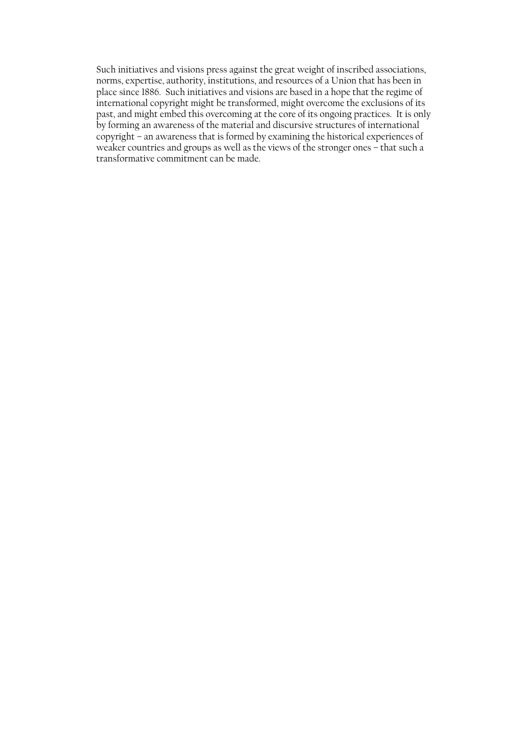Such initiatives and visions press against the great weight of inscribed associations, norms, expertise, authority, institutions, and resources of a Union that has been in place since 1886. Such initiatives and visions are based in a hope that the regime of international copyright might be transformed, might overcome the exclusions of its past, and might embed this overcoming at the core of its ongoing practices. It is only by forming an awareness of the material and discursive structures of international copyright – an awareness that is formed by examining the historical experiences of weaker countries and groups as well as the views of the stronger ones – that such a transformative commitment can be made.